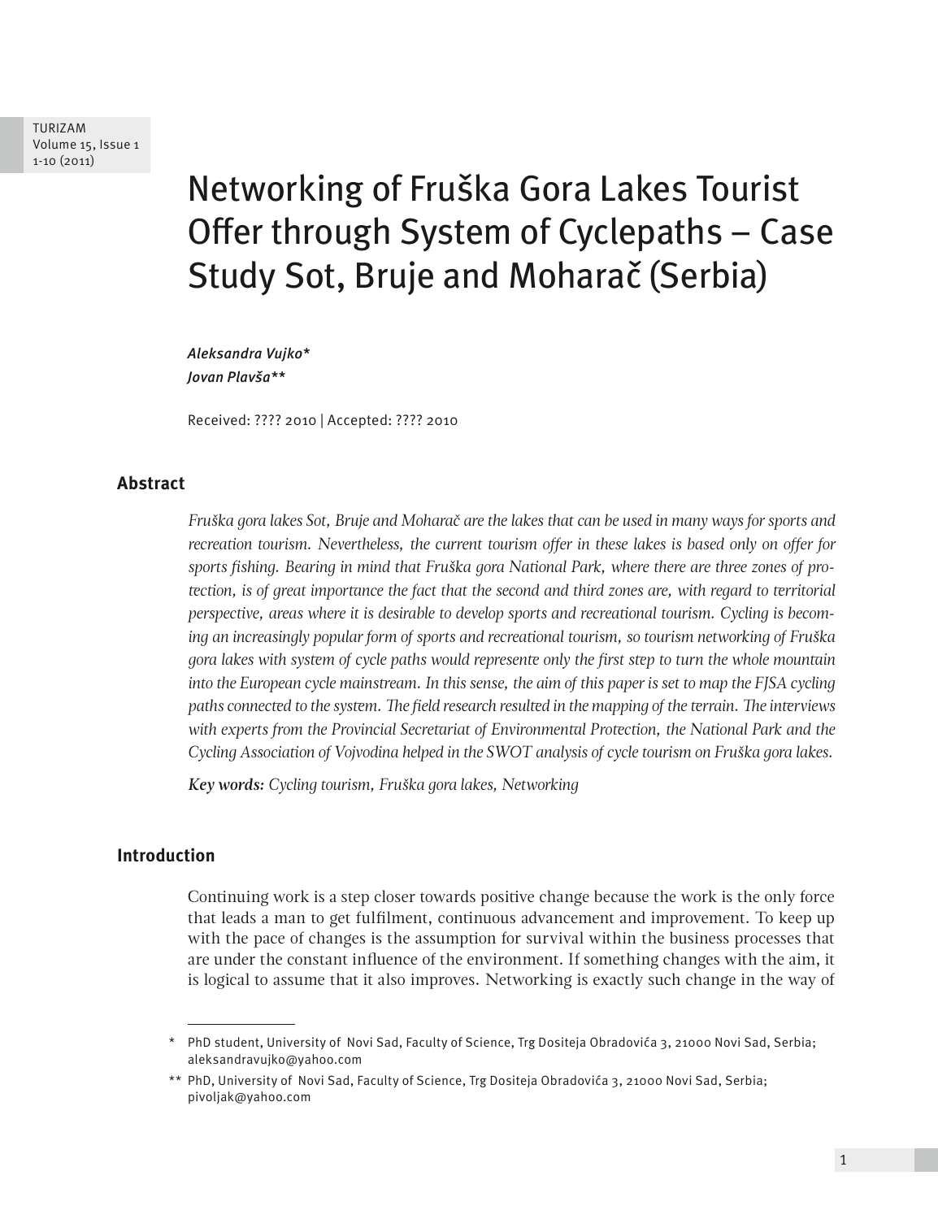# Networking of Fruška Gora Lakes Tourist Offer through System of Cyclepaths – Case Study Sot, Bruje and Moharač (Serbia)

*Aleksandra Vujko**
*Jovan Plavša***

Received: ???? 2010 | Accepted: ???? 2010

## Abstract

*Fruška gora lakes Sot, Bruje and Moharač are the lakes that can be used in many ways for sports and recreation tourism. Nevertheless, the current tourism offer in these lakes is based only on offer for sports fishing. Bearing in mind that Fruška gora National Park, where there are three zones of protection, is of great importance the fact that the second and third zones are, with regard to territorial perspective, areas where it is desirable to develop sports and recreational tourism. Cycling is becoming an increasingly popular form of sports and recreational tourism, so tourism networking of Fruška gora lakes with system of cycle paths would represente only the first step to turn the whole mountain into the European cycle mainstream. In this sense, the aim of this paper is set to map the FJSA cycling paths connected to the system. The field research resulted in the mapping of the terrain. The interviews with experts from the Provincial Secretariat of Environmental Protection, the National Park and the Cycling Association of Vojvodina helped in the SWOT analysis of cycle tourism on Fruška gora lakes.*

***Key words:*** *Cycling tourism, Fruška gora lakes, Networking*

## Introduction

Continuing work is a step closer towards positive change because the work is the only force that leads a man to get fulfilment, continuous advancement and improvement. To keep up with the pace of changes is the assumption for survival within the business processes that are under the constant influence of the environment. If something changes with the aim, it is logical to assume that it also improves. Networking is exactly such change in the way of

---

\* PhD student, University of Novi Sad, Faculty of Science, Trg Dositeja Obradovića 3, 21000 Novi Sad, Serbia; aleksandravujko@yahoo.com

\*\* PhD, University of Novi Sad, Faculty of Science, Trg Dositeja Obradovića 3, 21000 Novi Sad, Serbia; pivoljak@yahoo.com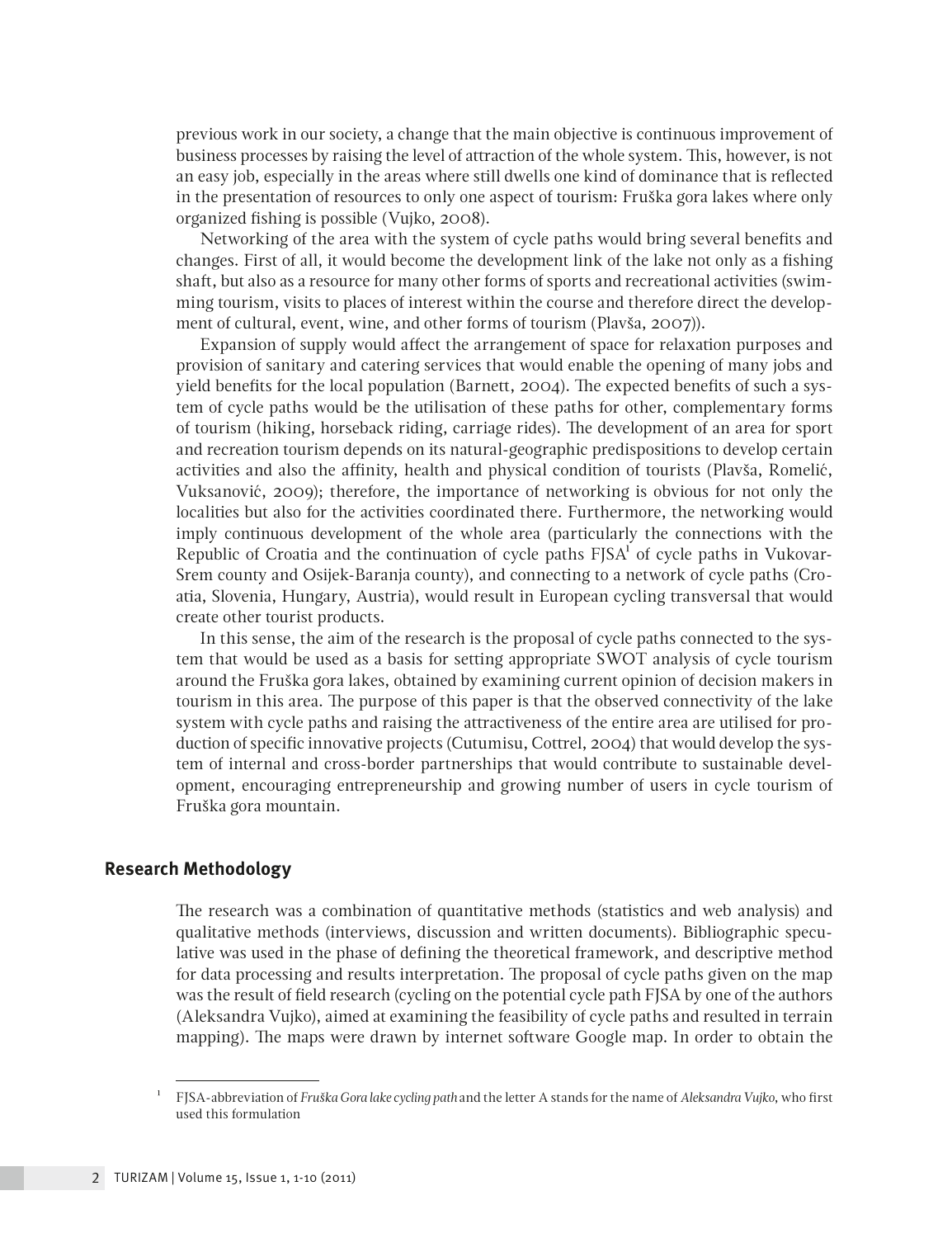previous work in our society, a change that the main objective is continuous improvement of business processes by raising the level of attraction of the whole system. This, however, is not an easy job, especially in the areas where still dwells one kind of dominance that is reflected in the presentation of resources to only one aspect of tourism: Fruška gora lakes where only organized fishing is possible (Vujko, 2008).

Networking of the area with the system of cycle paths would bring several benefits and changes. First of all, it would become the development link of the lake not only as a fishing shaft, but also as a resource for many other forms of sports and recreational activities (swimming tourism, visits to places of interest within the course and therefore direct the development of cultural, event, wine, and other forms of tourism (Plavša, 2007)).

Expansion of supply would affect the arrangement of space for relaxation purposes and provision of sanitary and catering services that would enable the opening of many jobs and yield benefits for the local population (Barnett, 2004). The expected benefits of such a system of cycle paths would be the utilisation of these paths for other, complementary forms of tourism (hiking, horseback riding, carriage rides). The development of an area for sport and recreation tourism depends on its natural-geographic predispositions to develop certain activities and also the affinity, health and physical condition of tourists (Plavša, Romelić, Vuksanović, 2009); therefore, the importance of networking is obvious for not only the localities but also for the activities coordinated there. Furthermore, the networking would imply continuous development of the whole area (particularly the connections with the Republic of Croatia and the continuation of cycle paths FJSA[1] of cycle paths in Vukovar-Srem county and Osijek-Baranja county), and connecting to a network of cycle paths (Croatia, Slovenia, Hungary, Austria), would result in European cycling transversal that would create other tourist products.

In this sense, the aim of the research is the proposal of cycle paths connected to the system that would be used as a basis for setting appropriate SWOT analysis of cycle tourism around the Fruška gora lakes, obtained by examining current opinion of decision makers in tourism in this area. The purpose of this paper is that the observed connectivity of the lake system with cycle paths and raising the attractiveness of the entire area are utilised for production of specific innovative projects (Cutumisu, Cottrel, 2004) that would develop the system of internal and cross-border partnerships that would contribute to sustainable development, encouraging entrepreneurship and growing number of users in cycle tourism of Fruška gora mountain.

## Research Methodology

The research was a combination of quantitative methods (statistics and web analysis) and qualitative methods (interviews, discussion and written documents). Bibliographic speculative was used in the phase of defining the theoretical framework, and descriptive method for data processing and results interpretation. The proposal of cycle paths given on the map was the result of field research (cycling on the potential cycle path FJSA by one of the authors (Aleksandra Vujko), aimed at examining the feasibility of cycle paths and resulted in terrain mapping). The maps were drawn by internet software Google map. In order to obtain the

---

[1] FJSA-abbreviation of *Fruška Gora lake cycling path* and the letter A stands for the name of *Aleksandra Vujko*, who first used this formulation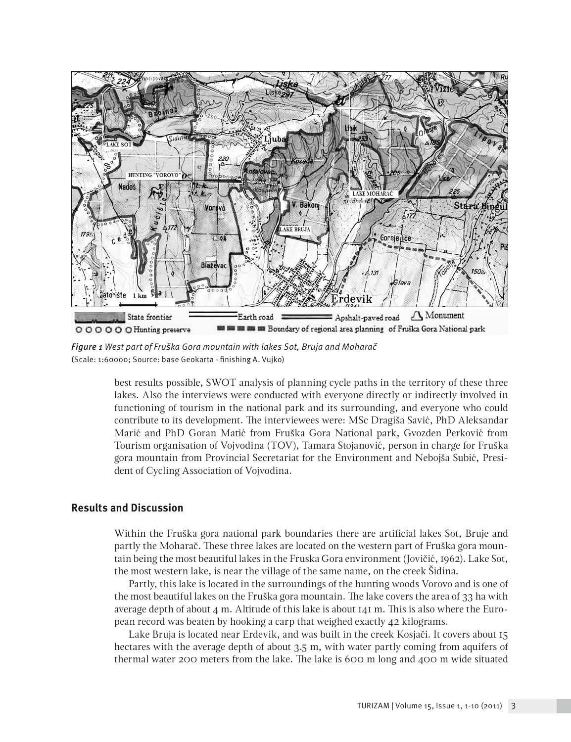*Figure 1 West part of Fruška Gora mountain with lakes Sot, Bruja and Moharač*
(Scale: 1:60000; Source: base Geokarta - finishing A. Vujko)

best results possible, SWOT analysis of planning cycle paths in the territory of these three lakes. Also the interviews were conducted with everyone directly or indirectly involved in functioning of tourism in the national park and its surrounding, and everyone who could contribute to its development. The interviewees were: MSc Dragiša Savić, PhD Aleksandar Marić and PhD Goran Matić from Fruška Gora National park, Gvozden Perković from Tourism organisation of Vojvodina (TOV), Tamara Stojanović, person in charge for Fruška gora mountain from Provincial Secretariat for the Environment and Nebojša Subić, President of Cycling Association of Vojvodina.

## Results and Discussion

Within the Fruška gora national park boundaries there are artificial lakes Sot, Bruje and partly the Moharač. These three lakes are located on the western part of Fruška gora mountain being the most beautiful lakes in the Fruska Gora environment (Jovičić, 1962). Lake Sot, the most western lake, is near the village of the same name, on the creek Šidina.

Partly, this lake is located in the surroundings of the hunting woods Vorovo and is one of the most beautiful lakes on the Fruška gora mountain. The lake covers the area of 33 ha with average depth of about 4 m. Altitude of this lake is about 141 m. This is also where the European record was beaten by hooking a carp that weighed exactly 42 kilograms.

Lake Bruja is located near Erdevik, and was built in the creek Kosjači. It covers about 15 hectares with the average depth of about 3.5 m, with water partly coming from aquifers of thermal water 200 meters from the lake. The lake is 600 m long and 400 m wide situated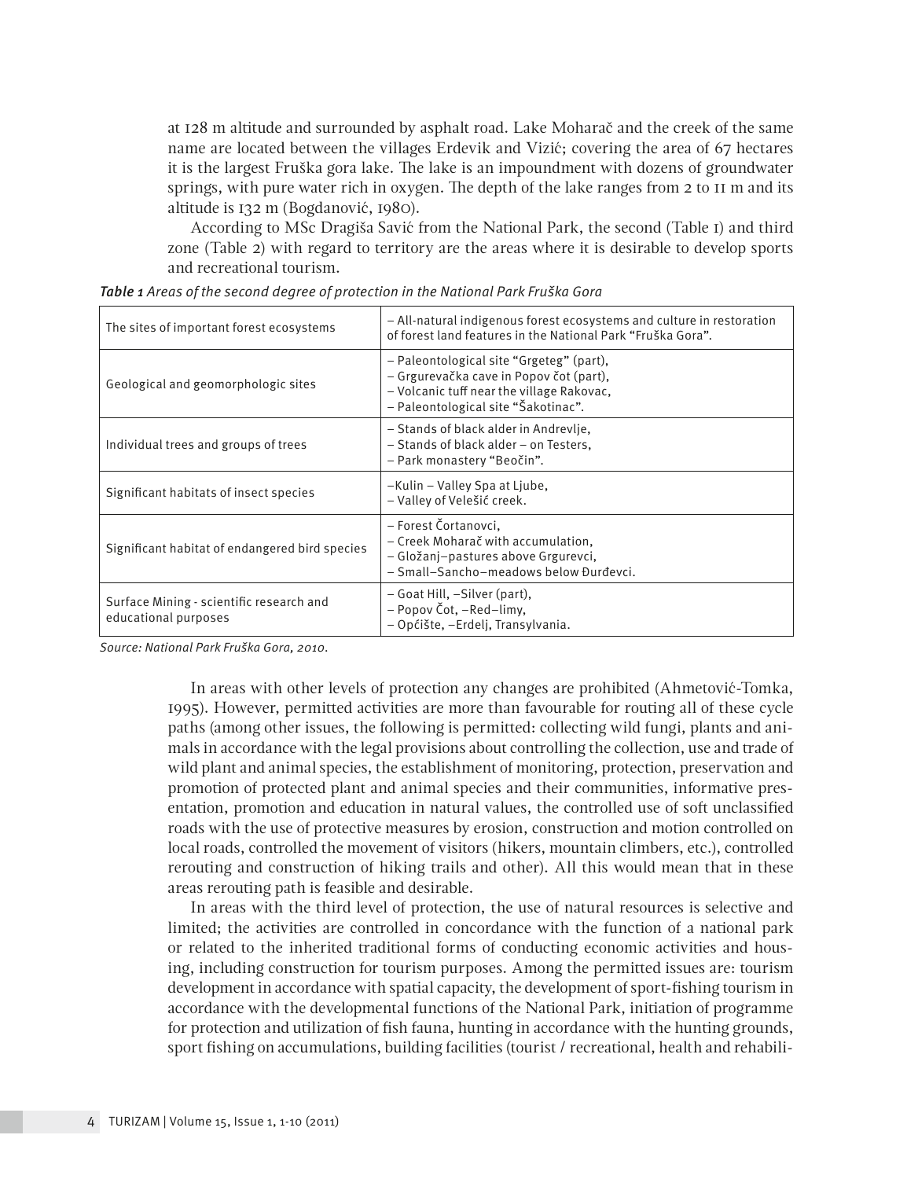at 128 m altitude and surrounded by asphalt road. Lake Moharač and the creek of the same name are located between the villages Erdevik and Vizić; covering the area of 67 hectares it is the largest Fruška gora lake. The lake is an impoundment with dozens of groundwater springs, with pure water rich in oxygen. The depth of the lake ranges from 2 to 11 m and its altitude is 132 m (Bogdanović, 1980).

According to MSc Dragiša Savić from the National Park, the second (Table 1) and third zone (Table 2) with regard to territory are the areas where it is desirable to develop sports and recreational tourism.

***Table 1** Areas of the second degree of protection in the National Park Fruška Gora*

| | |
|---|---|
| The sites of important forest ecosystems | – All-natural indigenous forest ecosystems and culture in restoration of forest land features in the National Park "Fruška Gora". |
| Geological and geomorphologic sites | – Paleontological site "Grgeteg" (part),<br>– Grgurevačka cave in Popov čot (part),<br>– Volcanic tuff near the village Rakovac,<br>– Paleontological site "Šakotinac". |
| Individual trees and groups of trees | – Stands of black alder in Andrevlje,<br>– Stands of black alder – on Testers,<br>– Park monastery "Beočin". |
| Significant habitats of insect species | –Kulin – Valley Spa at Ljube,<br>– Valley of Velešić creek. |
| Significant habitat of endangered bird species | – Forest Čortanovci,<br>– Creek Moharač with accumulation,<br>– Gložanj–pastures above Grgurevci,<br>– Small–Sancho–meadows below Đurđevci. |
| Surface Mining - scientific research and educational purposes | – Goat Hill, –Silver (part),<br>– Popov Čot, –Red–limy,<br>– Općište, –Erdelj, Transylvania. |

*Source: National Park Fruška Gora, 2010.*

In areas with other levels of protection any changes are prohibited (Ahmetović-Tomka, 1995). However, permitted activities are more than favourable for routing all of these cycle paths (among other issues, the following is permitted: collecting wild fungi, plants and animals in accordance with the legal provisions about controlling the collection, use and trade of wild plant and animal species, the establishment of monitoring, protection, preservation and promotion of protected plant and animal species and their communities, informative presentation, promotion and education in natural values, the controlled use of soft unclassified roads with the use of protective measures by erosion, construction and motion controlled on local roads, controlled the movement of visitors (hikers, mountain climbers, etc.), controlled rerouting and construction of hiking trails and other). All this would mean that in these areas rerouting path is feasible and desirable.

In areas with the third level of protection, the use of natural resources is selective and limited; the activities are controlled in concordance with the function of a national park or related to the inherited traditional forms of conducting economic activities and housing, including construction for tourism purposes. Among the permitted issues are: tourism development in accordance with spatial capacity, the development of sport-fishing tourism in accordance with the developmental functions of the National Park, initiation of programme for protection and utilization of fish fauna, hunting in accordance with the hunting grounds, sport fishing on accumulations, building facilities (tourist / recreational, health and rehabili-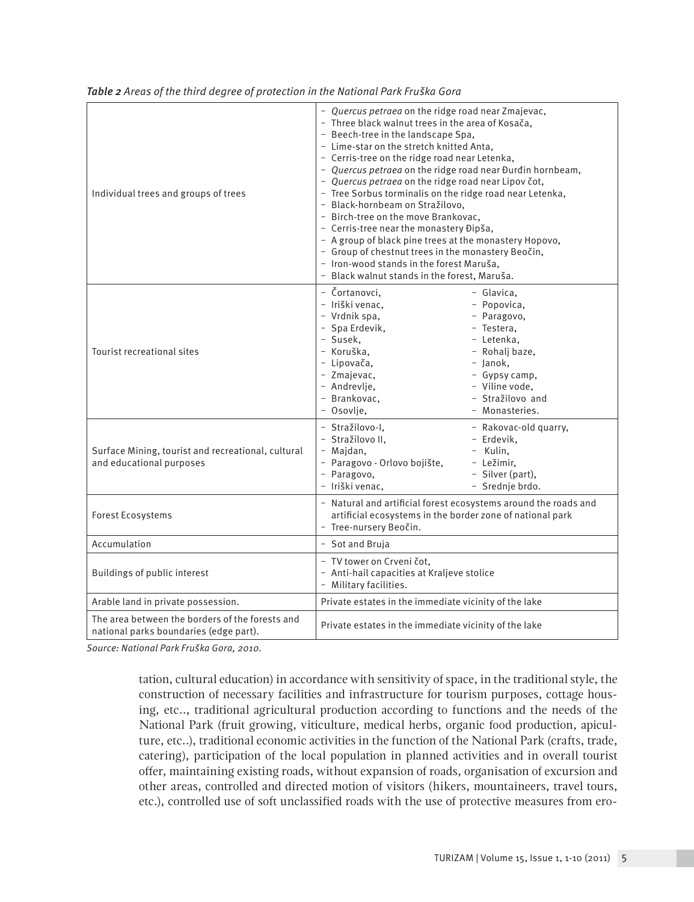*Table 2 Areas of the third degree of protection in the National Park Fruška Gora*

| | |
|---|---|
| Individual trees and groups of trees | - *Quercus petraea* on the ridge road near Zmajevac,<br>- Three black walnut trees in the area of Kosača,<br>- Beech-tree in the landscape Spa,<br>- Lime-star on the stretch knitted Anta,<br>- Cerris-tree on the ridge road near Letenka,<br>- *Quercus petraea* on the ridge road near Đurđin hornbeam,<br>- *Quercus petraea* on the ridge road near Lipov čot,<br>- Tree Sorbus torminalis on the ridge road near Letenka,<br>- Black-hornbeam on Stražilovo,<br>- Birch-tree on the move Brankovac,<br>- Cerris-tree near the monastery Đipša,<br>- A group of black pine trees at the monastery Hopovo,<br>- Group of chestnut trees in the monastery Beočin,<br>- Iron-wood stands in the forest Maruša,<br>- Black walnut stands in the forest, Maruša. |
| Tourist recreational sites | - Čortanovci,<br>- Iriški venac,<br>- Vrdnik spa,<br>- Spa Erdevik,<br>- Susek,<br>- Koruška,<br>- Lipovača,<br>- Zmajevac,<br>- Andrevlje,<br>- Brankovac,<br>- Osovlje,<br>- Glavica,<br>- Popovica,<br>- Paragovo,<br>- Testera,<br>- Letenka,<br>- Rohalj baze,<br>- Janok,<br>- Gypsy camp,<br>- Viline vode,<br>- Stražilovo and<br>- Monasteries. |
| Surface Mining, tourist and recreational, cultural and educational purposes | - Stražilovo-I,<br>- Stražilovo II,<br>- Majdan,<br>- Paragovo - Orlovo bojište,<br>- Paragovo,<br>- Iriški venac,<br>- Rakovac-old quarry,<br>- Erdevik,<br>- Kulin,<br>- Ležimir,<br>- Silver (part),<br>- Srednje brdo. |
| Forest Ecosystems | - Natural and artificial forest ecosystems around the roads and artificial ecosystems in the border zone of national park<br>- Tree-nursery Beočin. |
| Accumulation | - Sot and Bruja |
| Buildings of public interest | - TV tower on Crveni čot,<br>- Anti-hail capacities at Kraljeve stolice<br>- Military facilities. |
| Arable land in private possession. | Private estates in the immediate vicinity of the lake |
| The area between the borders of the forests and national parks boundaries (edge part). | Private estates in the immediate vicinity of the lake |

*Source: National Park Fruška Gora, 2010.*

tation, cultural education) in accordance with sensitivity of space, in the traditional style, the construction of necessary facilities and infrastructure for tourism purposes, cottage housing, etc.., traditional agricultural production according to functions and the needs of the National Park (fruit growing, viticulture, medical herbs, organic food production, apiculture, etc..), traditional economic activities in the function of the National Park (crafts, trade, catering), participation of the local population in planned activities and in overall tourist offer, maintaining existing roads, without expansion of roads, organisation of excursion and other areas, controlled and directed motion of visitors (hikers, mountaineers, travel tours, etc.), controlled use of soft unclassified roads with the use of protective measures from ero-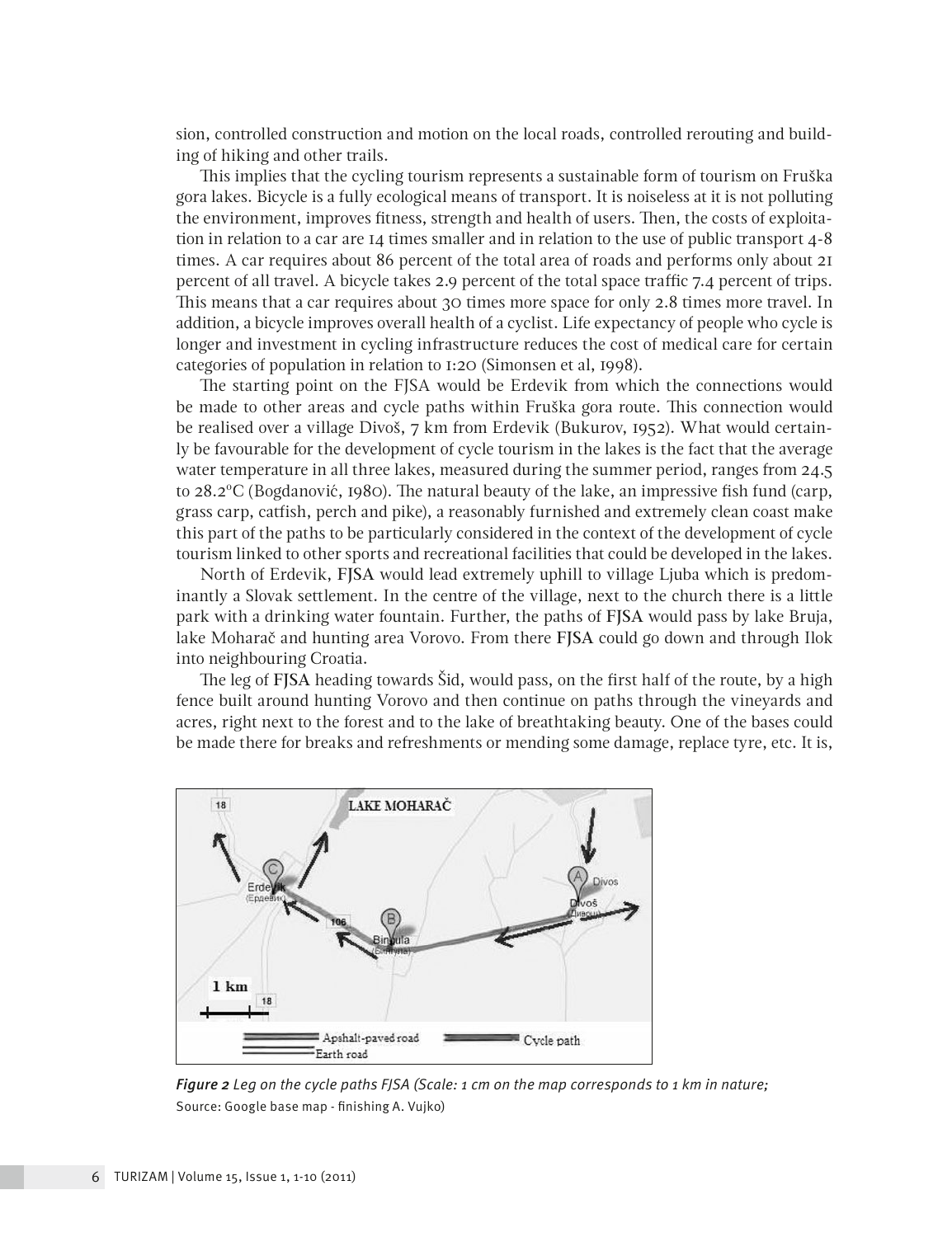sion, controlled construction and motion on the local roads, controlled rerouting and building of hiking and other trails.

This implies that the cycling tourism represents a sustainable form of tourism on Fruška gora lakes. Bicycle is a fully ecological means of transport. It is noiseless at it is not polluting the environment, improves fitness, strength and health of users. Then, the costs of exploitation in relation to a car are 14 times smaller and in relation to the use of public transport 4-8 times. A car requires about 86 percent of the total area of roads and performs only about 21 percent of all travel. A bicycle takes 2.9 percent of the total space traffic 7.4 percent of trips. This means that a car requires about 30 times more space for only 2.8 times more travel. In addition, a bicycle improves overall health of a cyclist. Life expectancy of people who cycle is longer and investment in cycling infrastructure reduces the cost of medical care for certain categories of population in relation to 1:20 (Simonsen et al, 1998).

The starting point on the FJSA would be Erdevik from which the connections would be made to other areas and cycle paths within Fruška gora route. This connection would be realised over a village Divoš, 7 km from Erdevik (Bukurov, 1952). What would certainly be favourable for the development of cycle tourism in the lakes is the fact that the average water temperature in all three lakes, measured during the summer period, ranges from 24.5 to 28.2°C (Bogdanović, 1980). The natural beauty of the lake, an impressive fish fund (carp, grass carp, catfish, perch and pike), a reasonably furnished and extremely clean coast make this part of the paths to be particularly considered in the context of the development of cycle tourism linked to other sports and recreational facilities that could be developed in the lakes.

North of Erdevik, FJSA would lead extremely uphill to village Ljuba which is predominantly a Slovak settlement. In the centre of the village, next to the church there is a little park with a drinking water fountain. Further, the paths of FJSA would pass by lake Bruja, lake Moharač and hunting area Vorovo. From there FJSA could go down and through Ilok into neighbouring Croatia.

The leg of FJSA heading towards Šid, would pass, on the first half of the route, by a high fence built around hunting Vorovo and then continue on paths through the vineyards and acres, right next to the forest and to the lake of breathtaking beauty. One of the bases could be made there for breaks and refreshments or mending some damage, replace tyre, etc. It is,

*Figure 2 Leg on the cycle paths FJSA (Scale: 1 cm on the map corresponds to 1 km in nature;* Source: Google base map - finishing A. Vujko)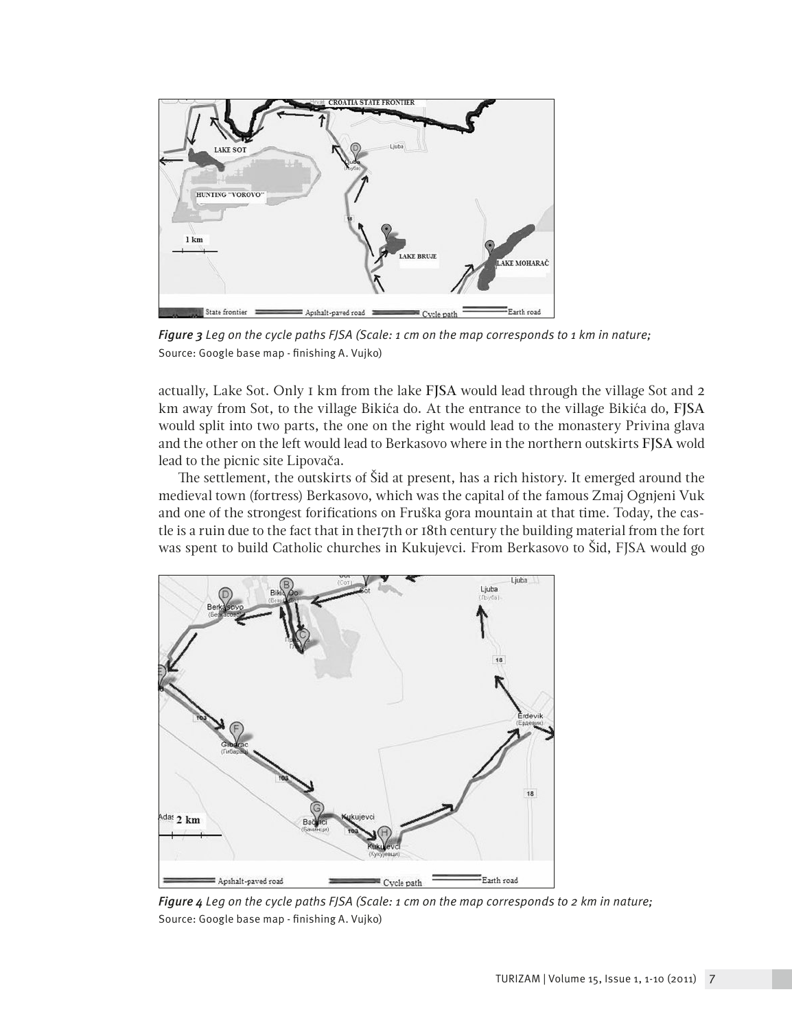*Figure 3 Leg on the cycle paths FJSA (Scale: 1 cm on the map corresponds to 1 km in nature;* Source: Google base map - finishing A. Vujko)

actually, Lake Sot. Only 1 km from the lake FJSA would lead through the village Sot and 2 km away from Sot, to the village Bikića do. At the entrance to the village Bikića do, FJSA would split into two parts, the one on the right would lead to the monastery Privina glava and the other on the left would lead to Berkasovo where in the northern outskirts FJSA wold lead to the picnic site Lipovača.

The settlement, the outskirts of Šid at present, has a rich history. It emerged around the medieval town (fortress) Berkasovo, which was the capital of the famous Zmaj Ognjeni Vuk and one of the strongest forifications on Fruška gora mountain at that time. Today, the castle is a ruin due to the fact that in the17th or 18th century the building material from the fort was spent to build Catholic churches in Kukujevci. From Berkasovo to Šid, FJSA would go

*Figure 4 Leg on the cycle paths FJSA (Scale: 1 cm on the map corresponds to 2 km in nature;* Source: Google base map - finishing A. Vujko)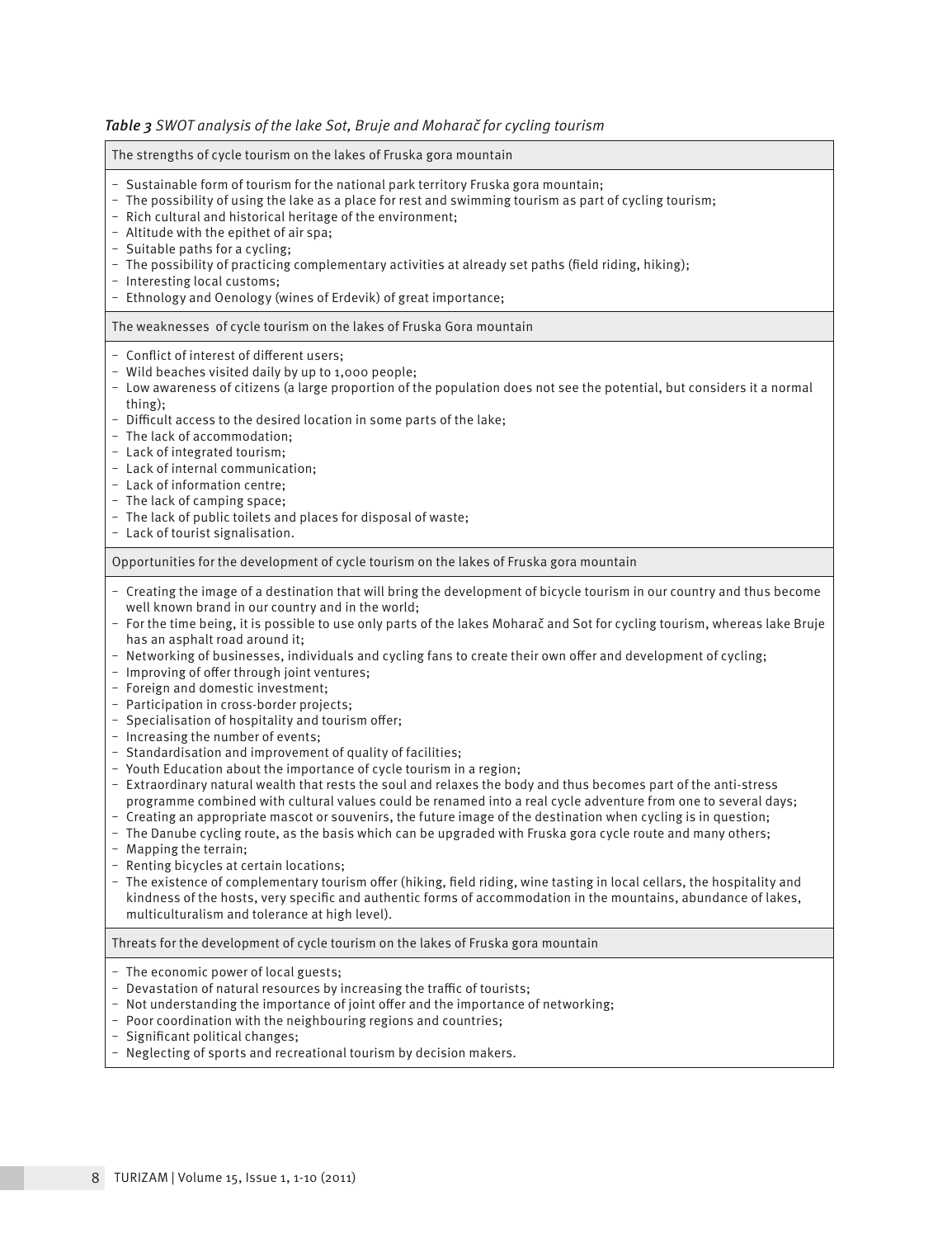*Table 3 SWOT analysis of the lake Sot, Bruje and Moharač for cycling tourism*

| The strengths of cycle tourism on the lakes of Fruska gora mountain |
| --- |
| – Sustainable form of tourism for the national park territory Fruska gora mountain;<br>– The possibility of using the lake as a place for rest and swimming tourism as part of cycling tourism;<br>– Rich cultural and historical heritage of the environment;<br>– Altitude with the epithet of air spa;<br>– Suitable paths for a cycling;<br>– The possibility of practicing complementary activities at already set paths (field riding, hiking);<br>– Interesting local customs;<br>– Ethnology and Oenology (wines of Erdevik) of great importance; |
| The weaknesses of cycle tourism on the lakes of Fruska Gora mountain |
| – Conflict of interest of different users;<br>– Wild beaches visited daily by up to 1,000 people;<br>– Low awareness of citizens (a large proportion of the population does not see the potential, but considers it a normal thing);<br>– Difficult access to the desired location in some parts of the lake;<br>– The lack of accommodation;<br>– Lack of integrated tourism;<br>– Lack of internal communication;<br>– Lack of information centre;<br>– The lack of camping space;<br>– The lack of public toilets and places for disposal of waste;<br>– Lack of tourist signalisation. |
| Opportunities for the development of cycle tourism on the lakes of Fruska gora mountain |
| – Creating the image of a destination that will bring the development of bicycle tourism in our country and thus become well known brand in our country and in the world;<br>– For the time being, it is possible to use only parts of the lakes Moharač and Sot for cycling tourism, whereas lake Bruje has an asphalt road around it;<br>– Networking of businesses, individuals and cycling fans to create their own offer and development of cycling;<br>– Improving of offer through joint ventures;<br>– Foreign and domestic investment;<br>– Participation in cross-border projects;<br>– Specialisation of hospitality and tourism offer;<br>– Increasing the number of events;<br>– Standardisation and improvement of quality of facilities;<br>– Youth Education about the importance of cycle tourism in a region;<br>– Extraordinary natural wealth that rests the soul and relaxes the body and thus becomes part of the anti-stress programme combined with cultural values could be renamed into a real cycle adventure from one to several days;<br>– Creating an appropriate mascot or souvenirs, the future image of the destination when cycling is in question;<br>– The Danube cycling route, as the basis which can be upgraded with Fruska gora cycle route and many others;<br>– Mapping the terrain;<br>– Renting bicycles at certain locations;<br>– The existence of complementary tourism offer (hiking, field riding, wine tasting in local cellars, the hospitality and kindness of the hosts, very specific and authentic forms of accommodation in the mountains, abundance of lakes, multiculturalism and tolerance at high level). |
| Threats for the development of cycle tourism on the lakes of Fruska gora mountain |
| – The economic power of local guests;<br>– Devastation of natural resources by increasing the traffic of tourists;<br>– Not understanding the importance of joint offer and the importance of networking;<br>– Poor coordination with the neighbouring regions and countries;<br>– Significant political changes;<br>– Neglecting of sports and recreational tourism by decision makers. |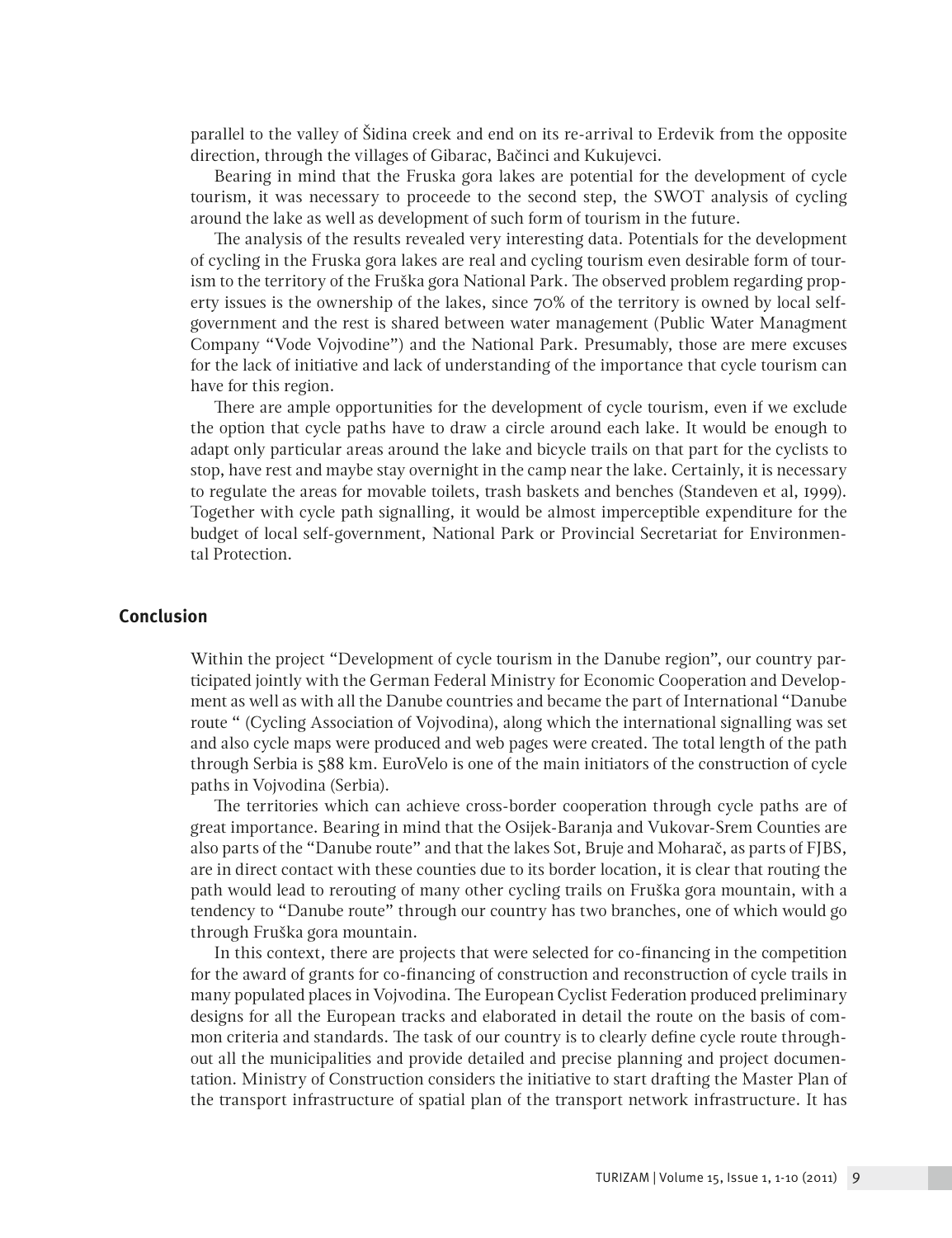parallel to the valley of Šidina creek and end on its re-arrival to Erdevik from the opposite direction, through the villages of Gibarac, Bačinci and Kukujevci.

Bearing in mind that the Fruska gora lakes are potential for the development of cycle tourism, it was necessary to proceede to the second step, the SWOT analysis of cycling around the lake as well as development of such form of tourism in the future.

The analysis of the results revealed very interesting data. Potentials for the development of cycling in the Fruska gora lakes are real and cycling tourism even desirable form of tourism to the territory of the Fruška gora National Park. The observed problem regarding property issues is the ownership of the lakes, since 70% of the territory is owned by local self-government and the rest is shared between water management (Public Water Managment Company "Vode Vojvodine") and the National Park. Presumably, those are mere excuses for the lack of initiative and lack of understanding of the importance that cycle tourism can have for this region.

There are ample opportunities for the development of cycle tourism, even if we exclude the option that cycle paths have to draw a circle around each lake. It would be enough to adapt only particular areas around the lake and bicycle trails on that part for the cyclists to stop, have rest and maybe stay overnight in the camp near the lake. Certainly, it is necessary to regulate the areas for movable toilets, trash baskets and benches (Standeven et al, 1999). Together with cycle path signalling, it would be almost imperceptible expenditure for the budget of local self-government, National Park or Provincial Secretariat for Environmental Protection.

## Conclusion

Within the project "Development of cycle tourism in the Danube region", our country participated jointly with the German Federal Ministry for Economic Cooperation and Development as well as with all the Danube countries and became the part of International "Danube route " (Cycling Association of Vojvodina), along which the international signalling was set and also cycle maps were produced and web pages were created. The total length of the path through Serbia is 588 km. EuroVelo is one of the main initiators of the construction of cycle paths in Vojvodina (Serbia).

The territories which can achieve cross-border cooperation through cycle paths are of great importance. Bearing in mind that the Osijek-Baranja and Vukovar-Srem Counties are also parts of the "Danube route" and that the lakes Sot, Bruje and Moharač, as parts of FJBS, are in direct contact with these counties due to its border location, it is clear that routing the path would lead to rerouting of many other cycling trails on Fruška gora mountain, with a tendency to "Danube route" through our country has two branches, one of which would go through Fruška gora mountain.

In this context, there are projects that were selected for co-financing in the competition for the award of grants for co-financing of construction and reconstruction of cycle trails in many populated places in Vojvodina. The European Cyclist Federation produced preliminary designs for all the European tracks and elaborated in detail the route on the basis of common criteria and standards. The task of our country is to clearly define cycle route throughout all the municipalities and provide detailed and precise planning and project documentation. Ministry of Construction considers the initiative to start drafting the Master Plan of the transport infrastructure of spatial plan of the transport network infrastructure. It has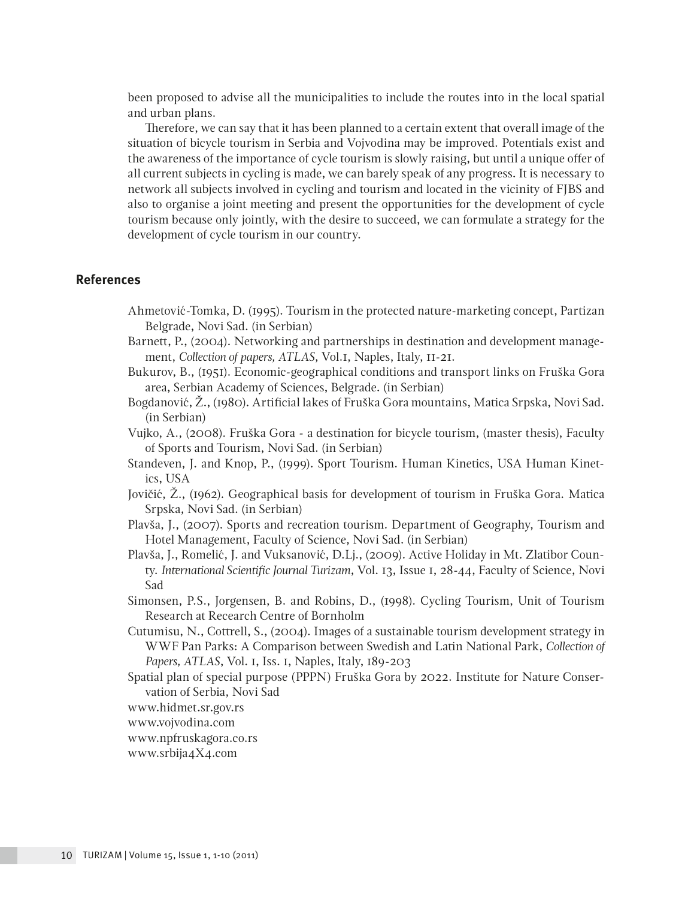been proposed to advise all the municipalities to include the routes into in the local spatial and urban plans.

Therefore, we can say that it has been planned to a certain extent that overall image of the situation of bicycle tourism in Serbia and Vojvodina may be improved. Potentials exist and the awareness of the importance of cycle tourism is slowly raising, but until a unique offer of all current subjects in cycling is made, we can barely speak of any progress. It is necessary to network all subjects involved in cycling and tourism and located in the vicinity of FJBS and also to organise a joint meeting and present the opportunities for the development of cycle tourism because only jointly, with the desire to succeed, we can formulate a strategy for the development of cycle tourism in our country.

## References

Ahmetović-Tomka, D. (1995). Tourism in the protected nature-marketing concept, Partizan Belgrade, Novi Sad. (in Serbian)

Barnett, P., (2004). Networking and partnerships in destination and development management, *Collection of papers, ATLAS*, Vol.1, Naples, Italy, 11-21.

Bukurov, B., (1951). Economic-geographical conditions and transport links on Fruška Gora area, Serbian Academy of Sciences, Belgrade. (in Serbian)

Bogdanović, Ž., (1980). Artificial lakes of Fruška Gora mountains, Matica Srpska, Novi Sad. (in Serbian)

Vujko, A., (2008). Fruška Gora - a destination for bicycle tourism, (master thesis), Faculty of Sports and Tourism, Novi Sad. (in Serbian)

Standeven, J. and Knop, P., (1999). Sport Tourism. Human Kinetics, USA Human Kinetics, USA

Jovičić, Ž., (1962). Geographical basis for development of tourism in Fruška Gora. Matica Srpska, Novi Sad. (in Serbian)

Plavša, J., (2007). Sports and recreation tourism. Department of Geography, Tourism and Hotel Management, Faculty of Science, Novi Sad. (in Serbian)

Plavša, J., Romelić, J. and Vuksanović, D.Lj., (2009). Active Holiday in Mt. Zlatibor County. *International Scientific Journal Turizam*, Vol. 13, Issue 1, 28-44, Faculty of Science, Novi Sad

Simonsen, P.S., Jorgensen, B. and Robins, D., (1998). Cycling Tourism, Unit of Tourism Research at Recearch Centre of Bornholm

Cutumisu, N., Cottrell, S., (2004). Images of a sustainable tourism development strategy in WWF Pan Parks: A Comparison between Swedish and Latin National Park, *Collection of Papers, ATLAS*, Vol. 1, Iss. 1, Naples, Italy, 189-203

Spatial plan of special purpose (PPPN) Fruška Gora by 2022. Institute for Nature Conservation of Serbia, Novi Sad

www.hidmet.sr.gov.rs

www.vojvodina.com

www.npfruskagora.co.rs

www.srbija4X4.com